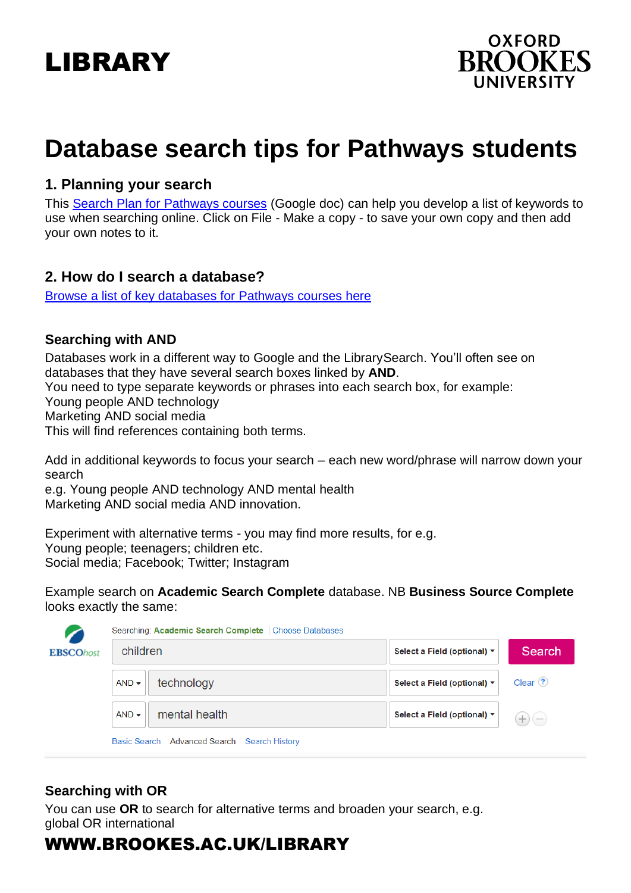LIBRARY

OXFORD BROOKES UNIVERSITY

# Database search tips for Pathways students

## 1. Planning your search

This Search Plan for Pathways courses (Google doc) can help you develop a list of keywords to use when searching online. Click on File - Make a copy - to save your own copy and then add your own notes to it.

## 2. How do I search a database?

Browse a list of key databases for Pathways courses here

### Searching with AND

Databases work in a different way to Google and the LibrarySearch. You'll often see on databases that they have several search boxes linked by **AND**.
You need to type separate keywords or phrases into each search box, for example:
Young people AND technology
Marketing AND social media
This will find references containing both terms.

Add in additional keywords to focus your search – each new word/phrase will narrow down your search
e.g. Young people AND technology AND mental health
Marketing AND social media AND innovation.

Experiment with alternative terms - you may find more results, for e.g.
Young people; teenagers; children etc.
Social media; Facebook; Twitter; Instagram

Example search on **Academic Search Complete** database. NB **Business Source Complete** looks exactly the same:

EBSCOhost
Searching: Academic Search Complete | Choose Databases

| | | | |
|---|---|---|---|
| | children | Select a Field (optional) | Search |
| AND | technology | Select a Field (optional) | Clear |
| AND | mental health | Select a Field (optional) | |

Basic Search Advanced Search Search History

### Searching with OR

You can use **OR** to search for alternative terms and broaden your search, e.g.
global OR international

WWW.BROOKES.AC.UK/LIBRARY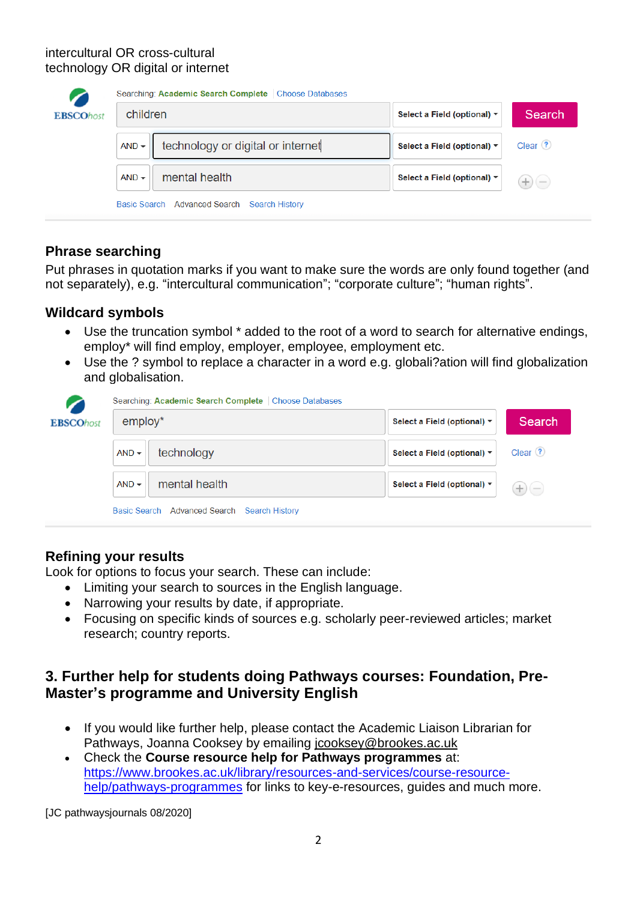intercultural OR cross-cultural
technology OR digital or internet

Searching: Academic Search Complete | Choose Databases

| | | | |
|---|---|---|---|
| | children | Select a Field (optional) | Search |
| AND | technology or digital or internet | Select a Field (optional) | Clear |
| AND | mental health | Select a Field (optional) | |

Basic Search Advanced Search Search History

### Phrase searching

Put phrases in quotation marks if you want to make sure the words are only found together (and not separately), e.g. “intercultural communication”; “corporate culture”; “human rights”.

### Wildcard symbols

- Use the truncation symbol * added to the root of a word to search for alternative endings, employ* will find employ, employer, employee, employment etc.
- Use the ? symbol to replace a character in a word e.g. globali?ation will find globalization and globalisation.

Searching: Academic Search Complete | Choose Databases

| | | | |
|---|---|---|---|
| | employ* | Select a Field (optional) | Search |
| AND | technology | Select a Field (optional) | Clear |
| AND | mental health | Select a Field (optional) | |

Basic Search Advanced Search Search History

### Refining your results

Look for options to focus your search. These can include:

- Limiting your search to sources in the English language.
- Narrowing your results by date, if appropriate.
- Focusing on specific kinds of sources e.g. scholarly peer-reviewed articles; market research; country reports.

## 3. Further help for students doing Pathways courses: Foundation, Pre-Master’s programme and University English

- If you would like further help, please contact the Academic Liaison Librarian for Pathways, Joanna Cooksey by emailing jcooksey@brookes.ac.uk
- Check the **Course resource help for Pathways programmes** at: https://www.brookes.ac.uk/library/resources-and-services/course-resource-help/pathways-programmes for links to key-e-resources, guides and much more.

[JC pathwaysjournals 08/2020]